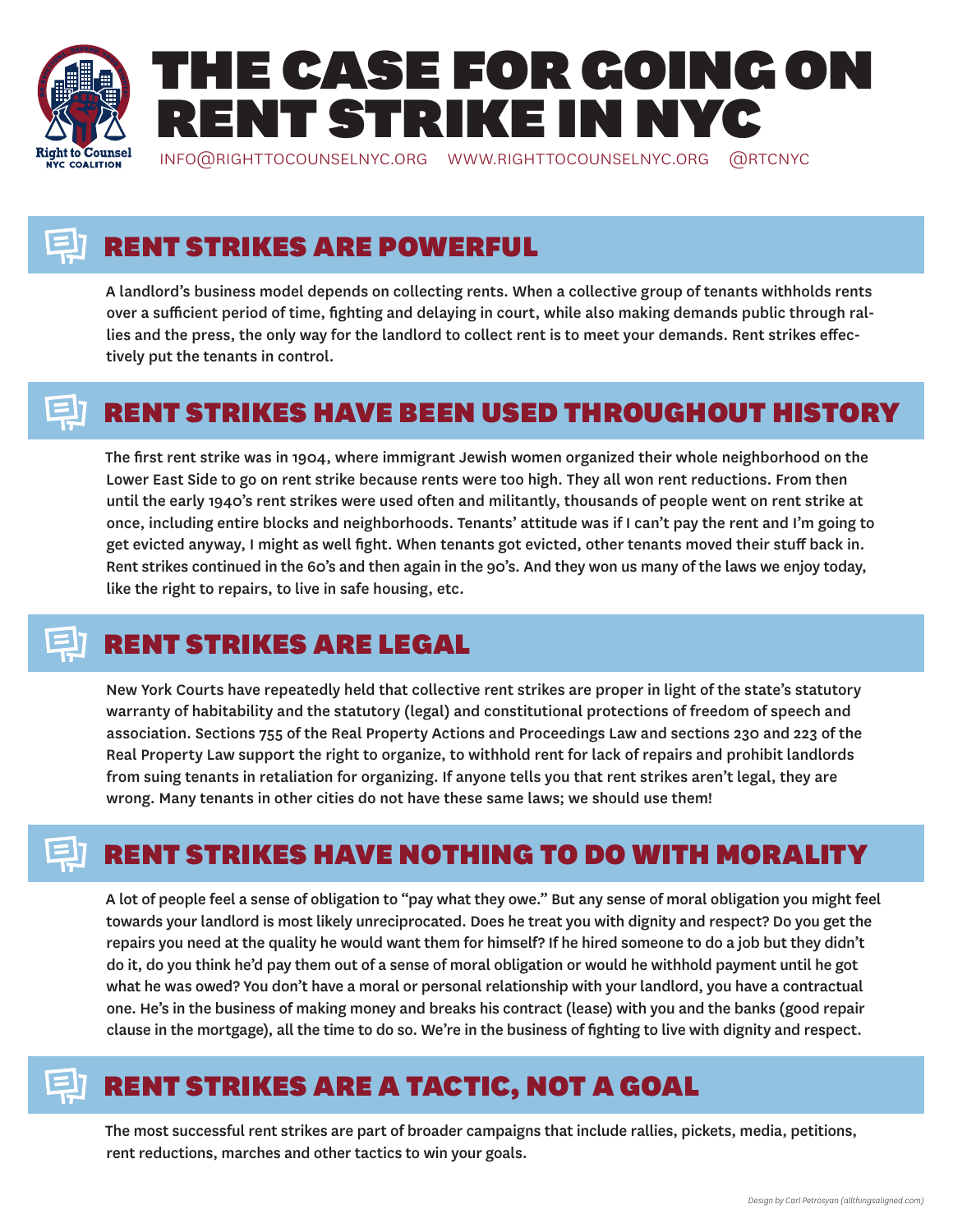# THE CASE FOR GOING ON RENT STRIKE IN NYC

Right to Counsel NYC Coalition

INFO@RIGHTTOCOUNSELNYC.ORG WWW.RIGHTTOCOUNSELNYC.ORG @RTCNYC

## RENT STRIKES ARE POWERFUL

A landlord's business model depends on collecting rents. When a collective group of tenants withholds rents over a sufficient period of time, fighting and delaying in court, while also making demands public through rallies and the press, the only way for the landlord to collect rent is to meet your demands. Rent strikes effectively put the tenants in control.

## RENT STRIKES HAVE BEEN USED THROUGHOUT HISTORY

The first rent strike was in 1904, where immigrant Jewish women organized their whole neighborhood on the Lower East Side to go on rent strike because rents were too high. They all won rent reductions. From then until the early 1940's rent strikes were used often and militantly, thousands of people went on rent strike at once, including entire blocks and neighborhoods. Tenants' attitude was if I can't pay the rent and I'm going to get evicted anyway, I might as well fight. When tenants got evicted, other tenants moved their stuff back in. Rent strikes continued in the 60's and then again in the 90's. And they won us many of the laws we enjoy today, like the right to repairs, to live in safe housing, etc.

## RENT STRIKES ARE LEGAL

New York Courts have repeatedly held that collective rent strikes are proper in light of the state's statutory warranty of habitability and the statutory (legal) and constitutional protections of freedom of speech and association. Sections 755 of the Real Property Actions and Proceedings Law and sections 230 and 223 of the Real Property Law support the right to organize, to withhold rent for lack of repairs and prohibit landlords from suing tenants in retaliation for organizing. If anyone tells you that rent strikes aren't legal, they are wrong. Many tenants in other cities do not have these same laws; we should use them!

## RENT STRIKES HAVE NOTHING TO DO WITH MORALITY

A lot of people feel a sense of obligation to "pay what they owe." But any sense of moral obligation you might feel towards your landlord is most likely unreciprocated. Does he treat you with dignity and respect? Do you get the repairs you need at the quality he would want them for himself? If he hired someone to do a job but they didn't do it, do you think he'd pay them out of a sense of moral obligation or would he withhold payment until he got what he was owed? You don't have a moral or personal relationship with your landlord, you have a contractual one. He's in the business of making money and breaks his contract (lease) with you and the banks (good repair clause in the mortgage), all the time to do so. We're in the business of fighting to live with dignity and respect.

## RENT STRIKES ARE A TACTIC, NOT A GOAL

The most successful rent strikes are part of broader campaigns that include rallies, pickets, media, petitions, rent reductions, marches and other tactics to win your goals.

*Design by Carl Petrosyan (allthingsaligned.com)*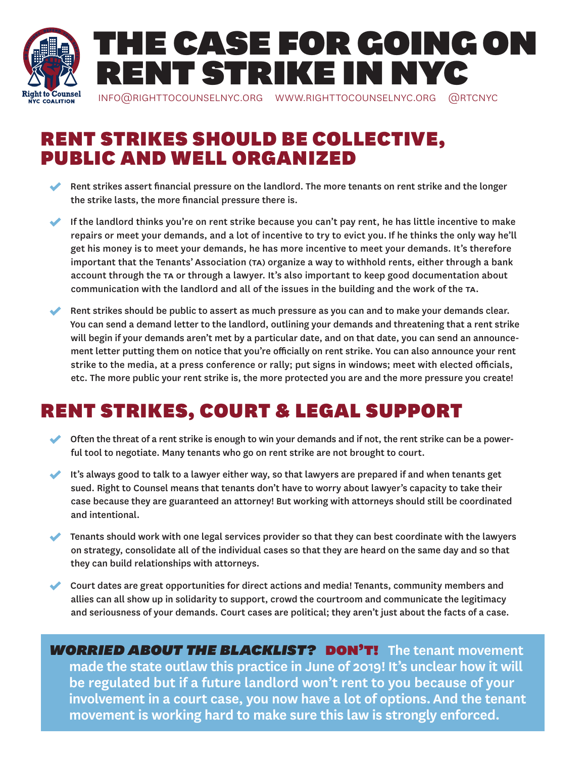# THE CASE FOR GOING ON RENT STRIKE IN NYC

Right to Counsel NYC COALITION

INFO@RIGHTTOCOUNSELNYC.ORG   WWW.RIGHTTOCOUNSELNYC.ORG   @RTCNYC

## RENT STRIKES SHOULD BE COLLECTIVE, PUBLIC AND WELL ORGANIZED

- Rent strikes assert financial pressure on the landlord. The more tenants on rent strike and the longer the strike lasts, the more financial pressure there is.
- If the landlord thinks you're on rent strike because you can't pay rent, he has little incentive to make repairs or meet your demands, and a lot of incentive to try to evict you. If he thinks the only way he'll get his money is to meet your demands, he has more incentive to meet your demands. It's therefore important that the Tenants' Association (TA) organize a way to withhold rents, either through a bank account through the TA or through a lawyer. It's also important to keep good documentation about communication with the landlord and all of the issues in the building and the work of the TA.
- Rent strikes should be public to assert as much pressure as you can and to make your demands clear. You can send a demand letter to the landlord, outlining your demands and threatening that a rent strike will begin if your demands aren't met by a particular date, and on that date, you can send an announcement letter putting them on notice that you're officially on rent strike. You can also announce your rent strike to the media, at a press conference or rally; put signs in windows; meet with elected officials, etc. The more public your rent strike is, the more protected you are and the more pressure you create!

## RENT STRIKES, COURT & LEGAL SUPPORT

- Often the threat of a rent strike is enough to win your demands and if not, the rent strike can be a powerful tool to negotiate. Many tenants who go on rent strike are not brought to court.
- It's always good to talk to a lawyer either way, so that lawyers are prepared if and when tenants get sued. Right to Counsel means that tenants don't have to worry about lawyer's capacity to take their case because they are guaranteed an attorney! But working with attorneys should still be coordinated and intentional.
- Tenants should work with one legal services provider so that they can best coordinate with the lawyers on strategy, consolidate all of the individual cases so that they are heard on the same day and so that they can build relationships with attorneys.
- Court dates are great opportunities for direct actions and media! Tenants, community members and allies can all show up in solidarity to support, crowd the courtroom and communicate the legitimacy and seriousness of your demands. Court cases are political; they aren't just about the facts of a case.

***WORRIED ABOUT THE BLACKLIST?*** **DON'T!** **The tenant movement made the state outlaw this practice in June of 2019! It's unclear how it will be regulated but if a future landlord won't rent to you because of your involvement in a court case, you now have a lot of options. And the tenant movement is working hard to make sure this law is strongly enforced.**